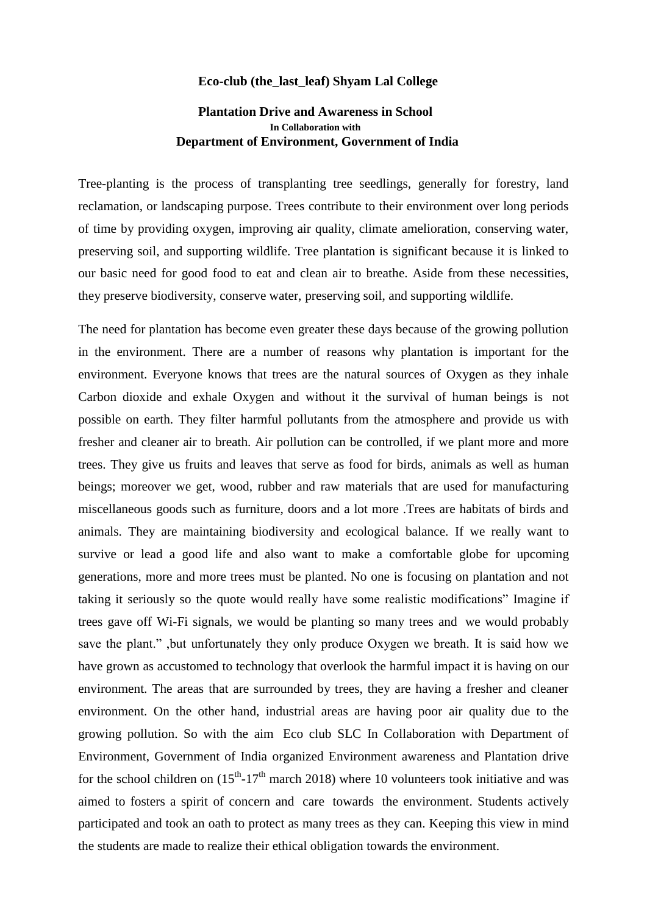**Eco-club (the_last_leaf) Shyam Lal College**

**Plantation Drive and Awareness in School**
**In Collaboration with**
**Department of Environment, Government of India**

Tree-planting is the process of transplanting tree seedlings, generally for forestry, land reclamation, or landscaping purpose. Trees contribute to their environment over long periods of time by providing oxygen, improving air quality, climate amelioration, conserving water, preserving soil, and supporting wildlife. Tree plantation is significant because it is linked to our basic need for good food to eat and clean air to breathe. Aside from these necessities, they preserve biodiversity, conserve water, preserving soil, and supporting wildlife.

The need for plantation has become even greater these days because of the growing pollution in the environment. There are a number of reasons why plantation is important for the environment. Everyone knows that trees are the natural sources of Oxygen as they inhale Carbon dioxide and exhale Oxygen and without it the survival of human beings is not possible on earth. They filter harmful pollutants from the atmosphere and provide us with fresher and cleaner air to breath. Air pollution can be controlled, if we plant more and more trees. They give us fruits and leaves that serve as food for birds, animals as well as human beings; moreover we get, wood, rubber and raw materials that are used for manufacturing miscellaneous goods such as furniture, doors and a lot more .Trees are habitats of birds and animals. They are maintaining biodiversity and ecological balance. If we really want to survive or lead a good life and also want to make a comfortable globe for upcoming generations, more and more trees must be planted. No one is focusing on plantation and not taking it seriously so the quote would really have some realistic modifications" Imagine if trees gave off Wi-Fi signals, we would be planting so many trees and we would probably save the plant." ,but unfortunately they only produce Oxygen we breath. It is said how we have grown as accustomed to technology that overlook the harmful impact it is having on our environment. The areas that are surrounded by trees, they are having a fresher and cleaner environment. On the other hand, industrial areas are having poor air quality due to the growing pollution. So with the aim Eco club SLC In Collaboration with Department of Environment, Government of India organized Environment awareness and Plantation drive for the school children on (15$^{th}$-17$^{th}$ march 2018) where 10 volunteers took initiative and was aimed to fosters a spirit of concern and care towards the environment. Students actively participated and took an oath to protect as many trees as they can. Keeping this view in mind the students are made to realize their ethical obligation towards the environment.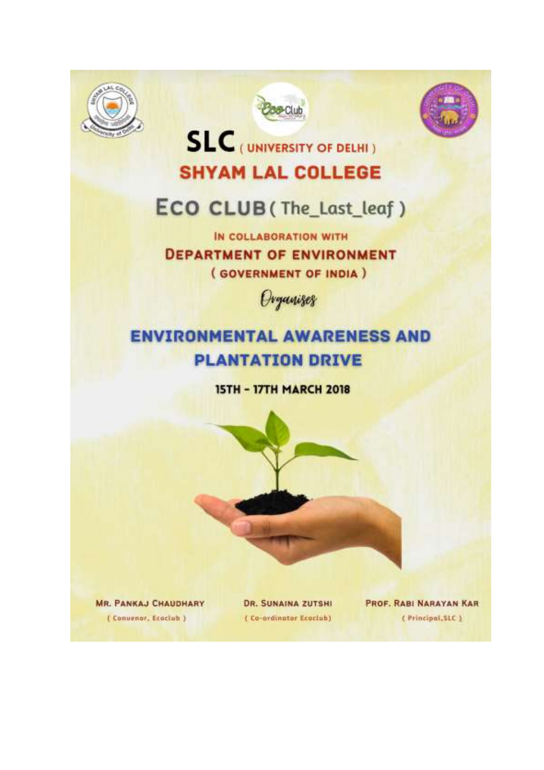# SLC (UNIVERSITY OF DELHI)

# SHYAM LAL COLLEGE

## ECO CLUB ( The_Last_leaf )

IN COLLABORATION WITH

**DEPARTMENT OF ENVIRONMENT**

**( GOVERNMENT OF INDIA )**

*Organises*

# ENVIRONMENTAL AWARENESS AND PLANTATION DRIVE

**15TH - 17TH MARCH 2018**

MR. PANKAJ CHAUDHARY
( Convenor, Ecoclub )

DR. SUNAINA ZUTSHI
( Co-ordinator Ecoclub)

PROF. RABI NARAYAN KAR
( Principal,SLC )